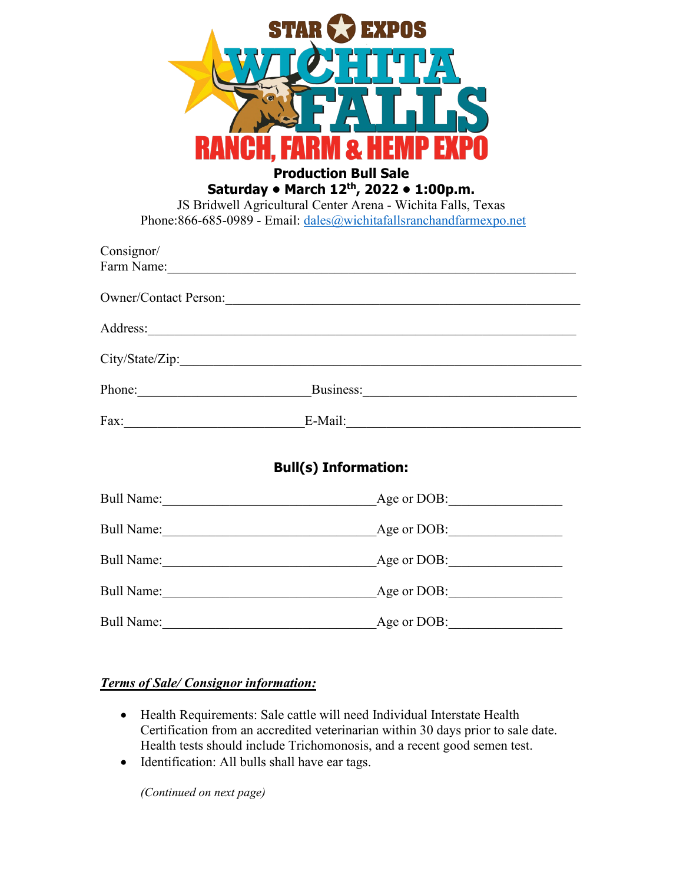# STAR EXPOS WICHITA FALLS RANCH, FARM & HEMP EXPO

**Production Bull Sale**

**Saturday • March 12th, 2022 • 1:00p.m.**

JS Bridwell Agricultural Center Arena - Wichita Falls, Texas

Phone:866-685-0989 - Email: dales@wichitafallsranchandfarmexpo.net

Consignor/
Farm Name:\_\_\_\_\_\_\_\_\_\_\_\_\_\_\_\_\_\_\_\_\_\_\_\_\_\_\_\_\_\_\_\_\_\_\_\_\_\_\_\_\_\_\_\_\_\_\_\_\_\_\_\_\_\_

Owner/Contact Person:\_\_\_\_\_\_\_\_\_\_\_\_\_\_\_\_\_\_\_\_\_\_\_\_\_\_\_\_\_\_\_\_\_\_\_\_\_\_\_\_\_\_\_\_\_\_

Address:\_\_\_\_\_\_\_\_\_\_\_\_\_\_\_\_\_\_\_\_\_\_\_\_\_\_\_\_\_\_\_\_\_\_\_\_\_\_\_\_\_\_\_\_\_\_\_\_\_\_\_\_\_\_\_\_\_\_

City/State/Zip:\_\_\_\_\_\_\_\_\_\_\_\_\_\_\_\_\_\_\_\_\_\_\_\_\_\_\_\_\_\_\_\_\_\_\_\_\_\_\_\_\_\_\_\_\_\_\_\_\_\_\_\_\_\_

Phone:\_\_\_\_\_\_\_\_\_\_\_\_\_\_\_\_\_\_\_\_\_\_\_\_Business:\_\_\_\_\_\_\_\_\_\_\_\_\_\_\_\_\_\_\_\_\_\_\_\_\_\_\_\_\_\_

Fax:\_\_\_\_\_\_\_\_\_\_\_\_\_\_\_\_\_\_\_\_\_\_\_\_\_\_E-Mail:\_\_\_\_\_\_\_\_\_\_\_\_\_\_\_\_\_\_\_\_\_\_\_\_\_\_\_\_\_\_\_

## Bull(s) Information:

Bull Name:\_\_\_\_\_\_\_\_\_\_\_\_\_\_\_\_\_\_\_\_\_\_\_\_\_\_\_\_\_\_Age or DOB:\_\_\_\_\_\_\_\_\_\_\_\_\_\_\_\_

Bull Name:\_\_\_\_\_\_\_\_\_\_\_\_\_\_\_\_\_\_\_\_\_\_\_\_\_\_\_\_\_\_Age or DOB:\_\_\_\_\_\_\_\_\_\_\_\_\_\_\_\_

Bull Name:\_\_\_\_\_\_\_\_\_\_\_\_\_\_\_\_\_\_\_\_\_\_\_\_\_\_\_\_\_\_Age or DOB:\_\_\_\_\_\_\_\_\_\_\_\_\_\_\_\_

Bull Name:\_\_\_\_\_\_\_\_\_\_\_\_\_\_\_\_\_\_\_\_\_\_\_\_\_\_\_\_\_\_Age or DOB:\_\_\_\_\_\_\_\_\_\_\_\_\_\_\_\_

Bull Name:\_\_\_\_\_\_\_\_\_\_\_\_\_\_\_\_\_\_\_\_\_\_\_\_\_\_\_\_\_\_Age or DOB:\_\_\_\_\_\_\_\_\_\_\_\_\_\_\_\_

***Terms of Sale/ Consignor information:***

- Health Requirements: Sale cattle will need Individual Interstate Health Certification from an accredited veterinarian within 30 days prior to sale date. Health tests should include Trichomonosis, and a recent good semen test.
- Identification: All bulls shall have ear tags.

*(Continued on next page)*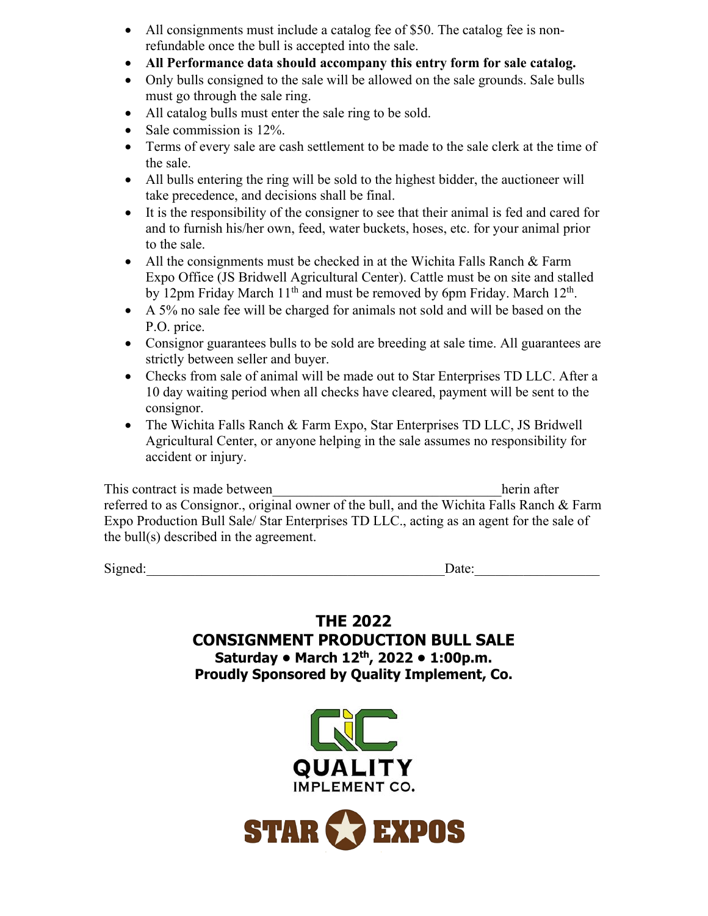- All consignments must include a catalog fee of $50. The catalog fee is non-refundable once the bull is accepted into the sale.
- **All Performance data should accompany this entry form for sale catalog.**
- Only bulls consigned to the sale will be allowed on the sale grounds. Sale bulls must go through the sale ring.
- All catalog bulls must enter the sale ring to be sold.
- Sale commission is 12%.
- Terms of every sale are cash settlement to be made to the sale clerk at the time of the sale.
- All bulls entering the ring will be sold to the highest bidder, the auctioneer will take precedence, and decisions shall be final.
- It is the responsibility of the consigner to see that their animal is fed and cared for and to furnish his/her own, feed, water buckets, hoses, etc. for your animal prior to the sale.
- All the consignments must be checked in at the Wichita Falls Ranch & Farm Expo Office (JS Bridwell Agricultural Center). Cattle must be on site and stalled by 12pm Friday March 11th and must be removed by 6pm Friday. March 12th.
- A 5% no sale fee will be charged for animals not sold and will be based on the P.O. price.
- Consignor guarantees bulls to be sold are breeding at sale time. All guarantees are strictly between seller and buyer.
- Checks from sale of animal will be made out to Star Enterprises TD LLC. After a 10 day waiting period when all checks have cleared, payment will be sent to the consignor.
- The Wichita Falls Ranch & Farm Expo, Star Enterprises TD LLC, JS Bridwell Agricultural Center, or anyone helping in the sale assumes no responsibility for accident or injury.

This contract is made between_________________________________herin after referred to as Consignor., original owner of the bull, and the Wichita Falls Ranch & Farm Expo Production Bull Sale/ Star Enterprises TD LLC., acting as an agent for the sale of the bull(s) described in the agreement.

Signed:___________________________________________ Date:_________________

**THE 2022**
**CONSIGNMENT PRODUCTION BULL SALE**
**Saturday • March 12th, 2022 • 1:00p.m.**
**Proudly Sponsored by Quality Implement, Co.**

QUALITY IMPLEMENT CO.

STAR EXPOS